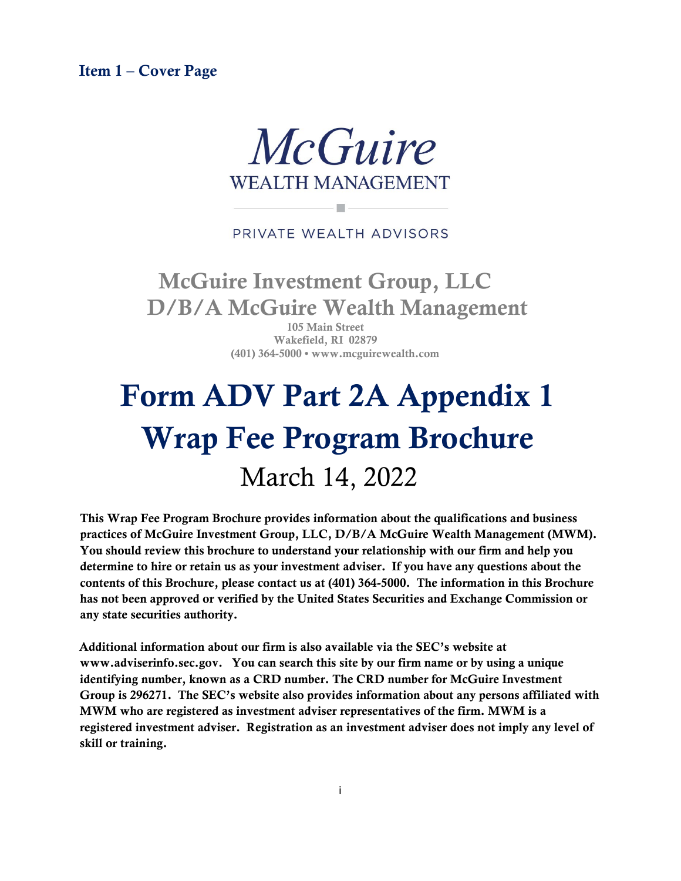## Item 1 – Cover Page

McGuire
WEALTH MANAGEMENT

PRIVATE WEALTH ADVISORS

**McGuire Investment Group, LLC**
**D/B/A McGuire Wealth Management**

105 Main Street
Wakefield, RI 02879
(401) 364-5000 • www.mcguirewealth.com

# Form ADV Part 2A Appendix 1
# Wrap Fee Program Brochure

March 14, 2022

**This Wrap Fee Program Brochure provides information about the qualifications and business practices of McGuire Investment Group, LLC, D/B/A McGuire Wealth Management (MWM). You should review this brochure to understand your relationship with our firm and help you determine to hire or retain us as your investment adviser. If you have any questions about the contents of this Brochure, please contact us at (401) 364-5000. The information in this Brochure has not been approved or verified by the United States Securities and Exchange Commission or any state securities authority.**

**Additional information about our firm is also available via the SEC's website at www.adviserinfo.sec.gov. You can search this site by our firm name or by using a unique identifying number, known as a CRD number. The CRD number for McGuire Investment Group is 296271. The SEC's website also provides information about any persons affiliated with MWM who are registered as investment adviser representatives of the firm. MWM is a registered investment adviser. Registration as an investment adviser does not imply any level of skill or training.**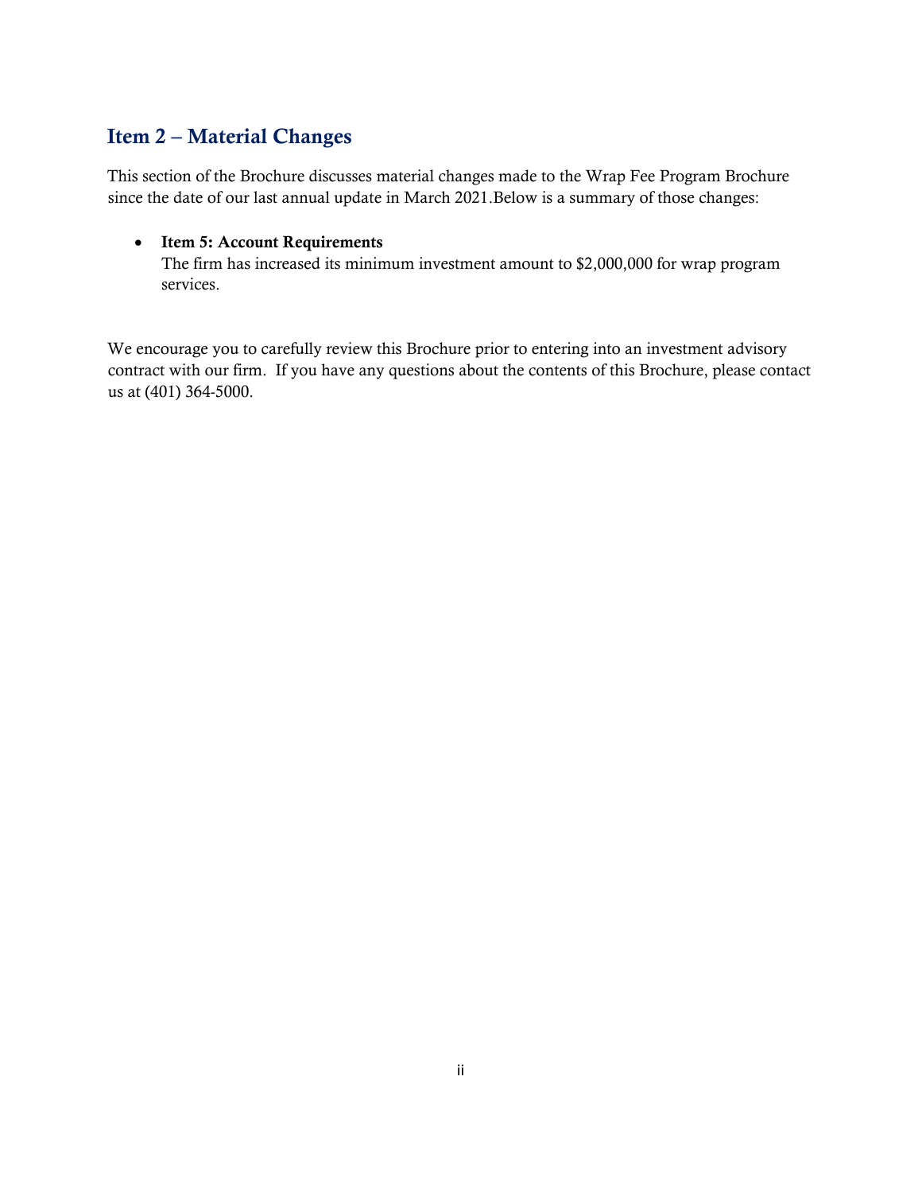## Item 2 – Material Changes

This section of the Brochure discusses material changes made to the Wrap Fee Program Brochure since the date of our last annual update in March 2021.Below is a summary of those changes:

- **Item 5: Account Requirements**
  The firm has increased its minimum investment amount to $2,000,000 for wrap program services.

We encourage you to carefully review this Brochure prior to entering into an investment advisory contract with our firm. If you have any questions about the contents of this Brochure, please contact us at (401) 364-5000.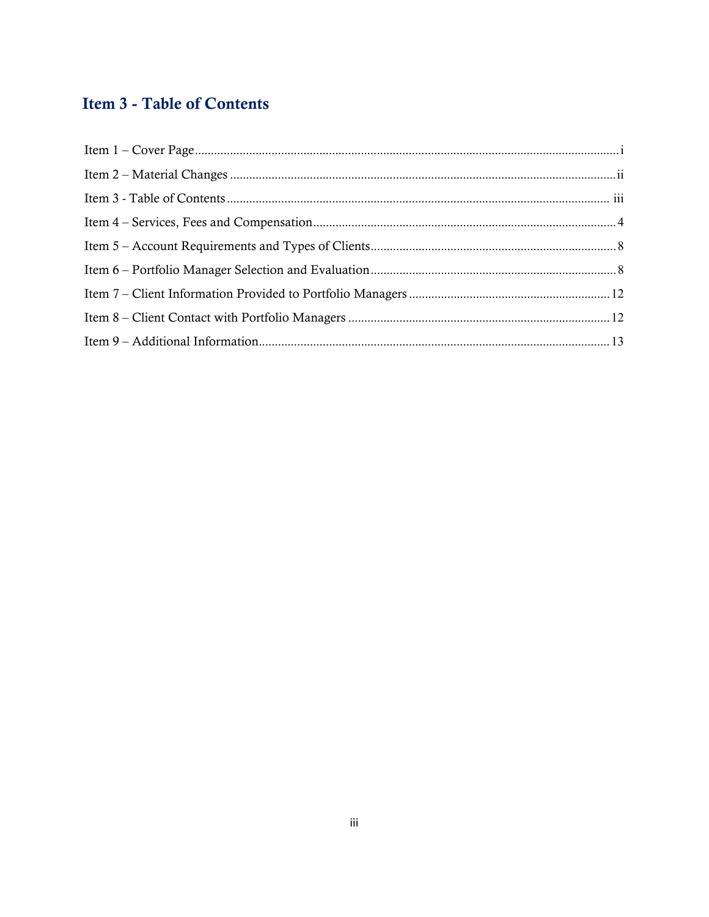## Item 3 - Table of Contents

Item 1 – Cover Page ........................................................................................................................ i

Item 2 – Material Changes ............................................................................................................ ii

Item 3 - Table of Contents ............................................................................................................ iii

Item 4 – Services, Fees and Compensation .................................................................................. 4

Item 5 – Account Requirements and Types of Clients ................................................................. 8

Item 6 – Portfolio Manager Selection and Evaluation ................................................................. 8

Item 7 – Client Information Provided to Portfolio Managers ..................................................... 12

Item 8 – Client Contact with Portfolio Managers ....................................................................... 12

Item 9 – Additional Information ................................................................................................. 13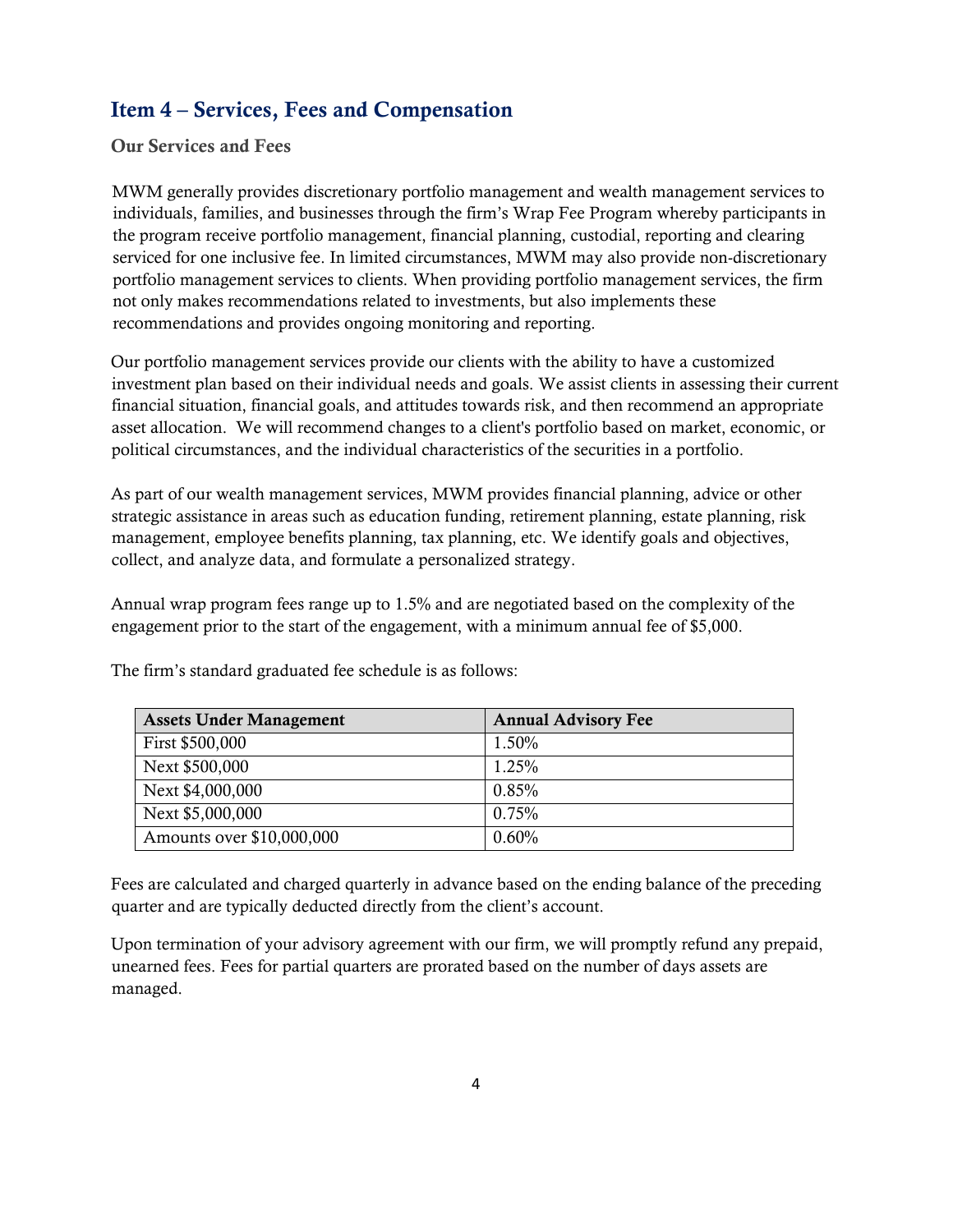## Item 4 – Services, Fees and Compensation

### Our Services and Fees

MWM generally provides discretionary portfolio management and wealth management services to individuals, families, and businesses through the firm's Wrap Fee Program whereby participants in the program receive portfolio management, financial planning, custodial, reporting and clearing serviced for one inclusive fee. In limited circumstances, MWM may also provide non-discretionary portfolio management services to clients. When providing portfolio management services, the firm not only makes recommendations related to investments, but also implements these recommendations and provides ongoing monitoring and reporting.

Our portfolio management services provide our clients with the ability to have a customized investment plan based on their individual needs and goals. We assist clients in assessing their current financial situation, financial goals, and attitudes towards risk, and then recommend an appropriate asset allocation. We will recommend changes to a client's portfolio based on market, economic, or political circumstances, and the individual characteristics of the securities in a portfolio.

As part of our wealth management services, MWM provides financial planning, advice or other strategic assistance in areas such as education funding, retirement planning, estate planning, risk management, employee benefits planning, tax planning, etc. We identify goals and objectives, collect, and analyze data, and formulate a personalized strategy.

Annual wrap program fees range up to 1.5% and are negotiated based on the complexity of the engagement prior to the start of the engagement, with a minimum annual fee of $5,000.

The firm's standard graduated fee schedule is as follows:

| Assets Under Management | Annual Advisory Fee |
|---|---|
| First $500,000 | 1.50% |
| Next $500,000 | 1.25% |
| Next $4,000,000 | 0.85% |
| Next $5,000,000 | 0.75% |
| Amounts over $10,000,000 | 0.60% |

Fees are calculated and charged quarterly in advance based on the ending balance of the preceding quarter and are typically deducted directly from the client's account.

Upon termination of your advisory agreement with our firm, we will promptly refund any prepaid, unearned fees. Fees for partial quarters are prorated based on the number of days assets are managed.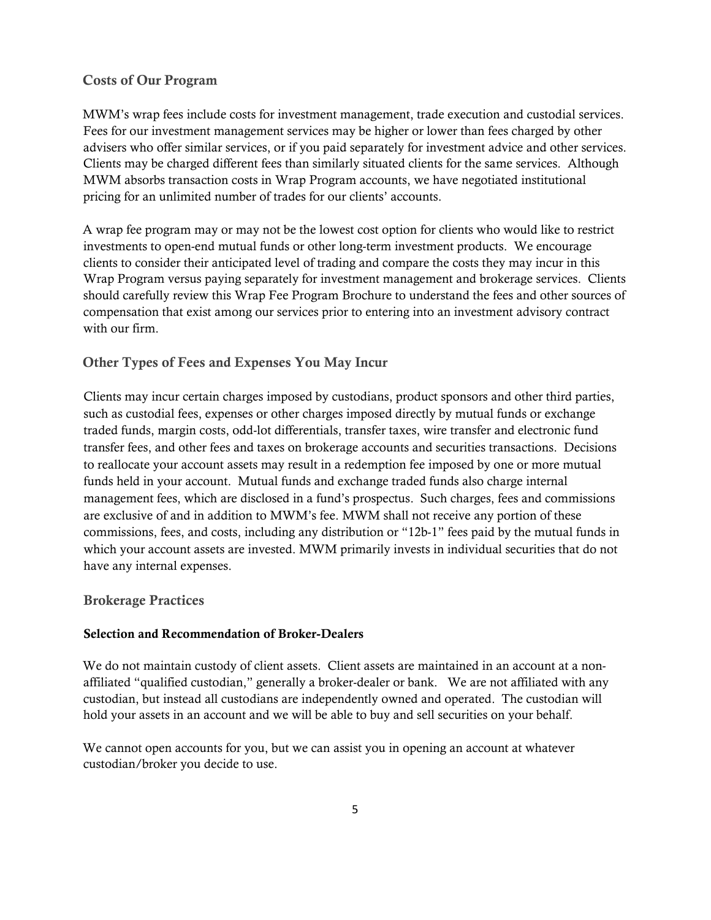## Costs of Our Program

MWM's wrap fees include costs for investment management, trade execution and custodial services. Fees for our investment management services may be higher or lower than fees charged by other advisers who offer similar services, or if you paid separately for investment advice and other services. Clients may be charged different fees than similarly situated clients for the same services. Although MWM absorbs transaction costs in Wrap Program accounts, we have negotiated institutional pricing for an unlimited number of trades for our clients' accounts.

A wrap fee program may or may not be the lowest cost option for clients who would like to restrict investments to open-end mutual funds or other long-term investment products. We encourage clients to consider their anticipated level of trading and compare the costs they may incur in this Wrap Program versus paying separately for investment management and brokerage services. Clients should carefully review this Wrap Fee Program Brochure to understand the fees and other sources of compensation that exist among our services prior to entering into an investment advisory contract with our firm.

## Other Types of Fees and Expenses You May Incur

Clients may incur certain charges imposed by custodians, product sponsors and other third parties, such as custodial fees, expenses or other charges imposed directly by mutual funds or exchange traded funds, margin costs, odd-lot differentials, transfer taxes, wire transfer and electronic fund transfer fees, and other fees and taxes on brokerage accounts and securities transactions. Decisions to reallocate your account assets may result in a redemption fee imposed by one or more mutual funds held in your account. Mutual funds and exchange traded funds also charge internal management fees, which are disclosed in a fund's prospectus. Such charges, fees and commissions are exclusive of and in addition to MWM's fee. MWM shall not receive any portion of these commissions, fees, and costs, including any distribution or "12b-1" fees paid by the mutual funds in which your account assets are invested. MWM primarily invests in individual securities that do not have any internal expenses.

## Brokerage Practices

### Selection and Recommendation of Broker-Dealers

We do not maintain custody of client assets. Client assets are maintained in an account at a non-affiliated "qualified custodian," generally a broker-dealer or bank. We are not affiliated with any custodian, but instead all custodians are independently owned and operated. The custodian will hold your assets in an account and we will be able to buy and sell securities on your behalf.

We cannot open accounts for you, but we can assist you in opening an account at whatever custodian/broker you decide to use.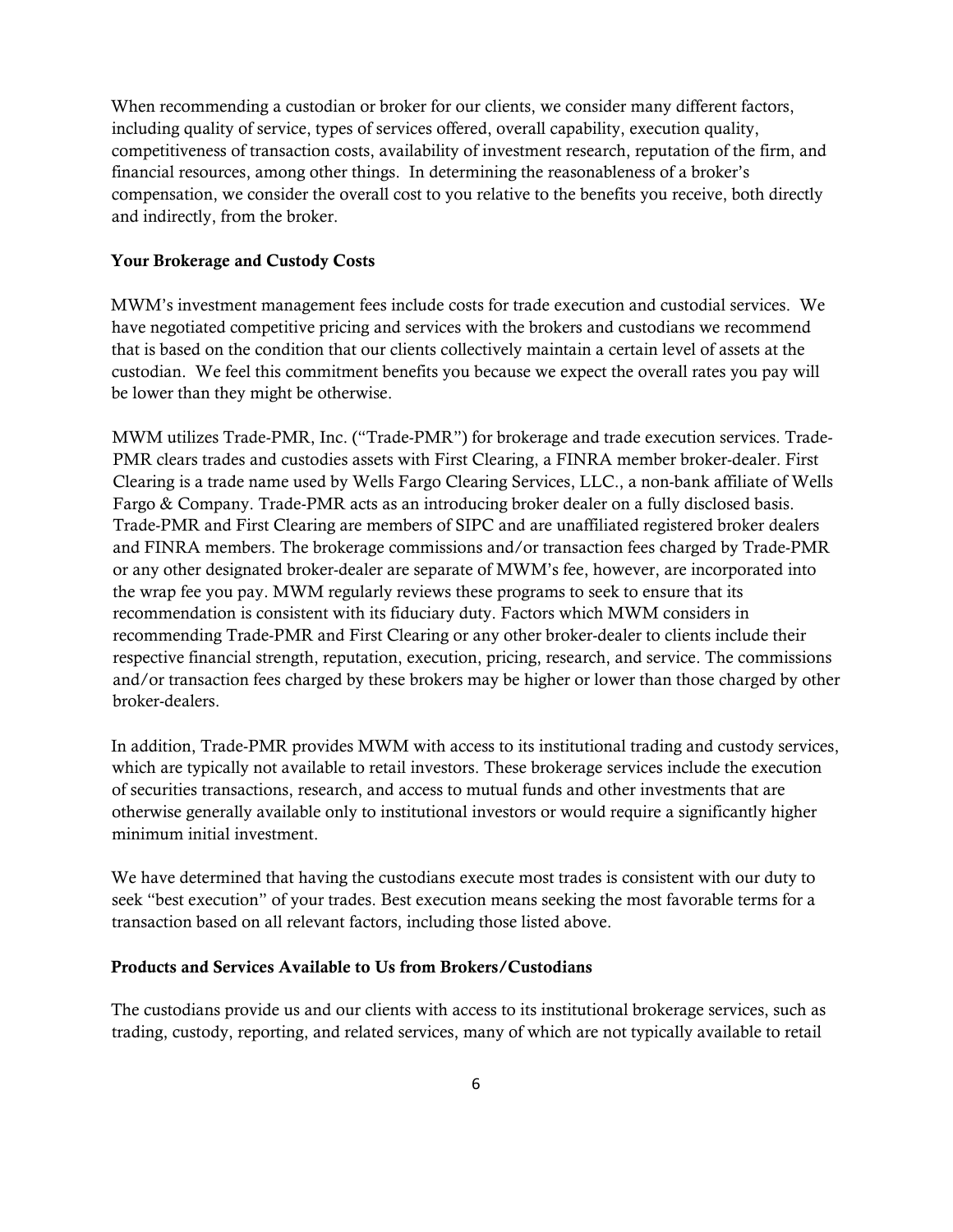When recommending a custodian or broker for our clients, we consider many different factors, including quality of service, types of services offered, overall capability, execution quality, competitiveness of transaction costs, availability of investment research, reputation of the firm, and financial resources, among other things. In determining the reasonableness of a broker's compensation, we consider the overall cost to you relative to the benefits you receive, both directly and indirectly, from the broker.

### Your Brokerage and Custody Costs

MWM's investment management fees include costs for trade execution and custodial services. We have negotiated competitive pricing and services with the brokers and custodians we recommend that is based on the condition that our clients collectively maintain a certain level of assets at the custodian. We feel this commitment benefits you because we expect the overall rates you pay will be lower than they might be otherwise.

MWM utilizes Trade-PMR, Inc. ("Trade-PMR") for brokerage and trade execution services. Trade-PMR clears trades and custodies assets with First Clearing, a FINRA member broker-dealer. First Clearing is a trade name used by Wells Fargo Clearing Services, LLC., a non-bank affiliate of Wells Fargo & Company. Trade-PMR acts as an introducing broker dealer on a fully disclosed basis. Trade-PMR and First Clearing are members of SIPC and are unaffiliated registered broker dealers and FINRA members. The brokerage commissions and/or transaction fees charged by Trade-PMR or any other designated broker-dealer are separate of MWM's fee, however, are incorporated into the wrap fee you pay. MWM regularly reviews these programs to seek to ensure that its recommendation is consistent with its fiduciary duty. Factors which MWM considers in recommending Trade-PMR and First Clearing or any other broker-dealer to clients include their respective financial strength, reputation, execution, pricing, research, and service. The commissions and/or transaction fees charged by these brokers may be higher or lower than those charged by other broker-dealers.

In addition, Trade-PMR provides MWM with access to its institutional trading and custody services, which are typically not available to retail investors. These brokerage services include the execution of securities transactions, research, and access to mutual funds and other investments that are otherwise generally available only to institutional investors or would require a significantly higher minimum initial investment.

We have determined that having the custodians execute most trades is consistent with our duty to seek "best execution" of your trades. Best execution means seeking the most favorable terms for a transaction based on all relevant factors, including those listed above.

### Products and Services Available to Us from Brokers/Custodians

The custodians provide us and our clients with access to its institutional brokerage services, such as trading, custody, reporting, and related services, many of which are not typically available to retail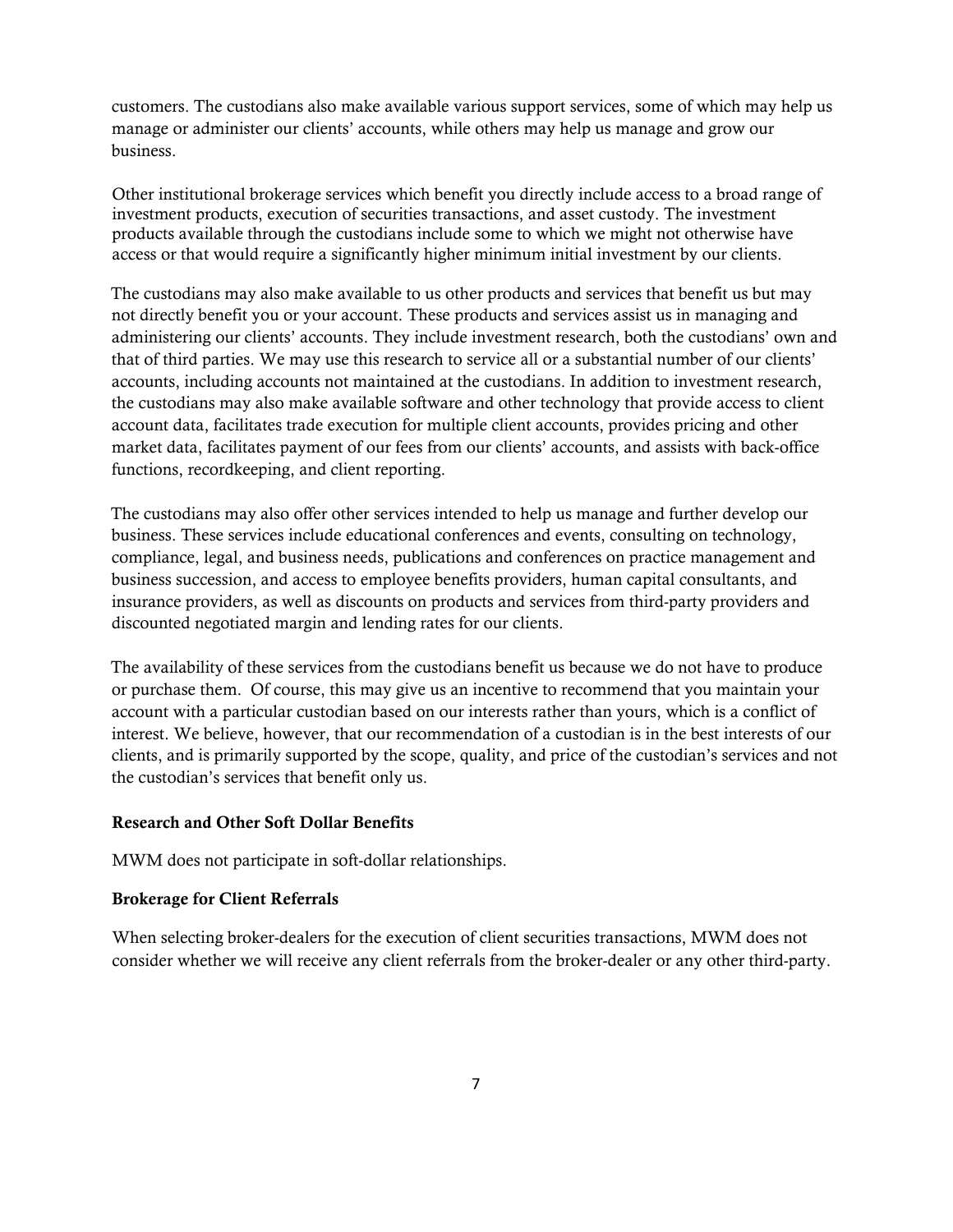customers. The custodians also make available various support services, some of which may help us manage or administer our clients' accounts, while others may help us manage and grow our business.

Other institutional brokerage services which benefit you directly include access to a broad range of investment products, execution of securities transactions, and asset custody. The investment products available through the custodians include some to which we might not otherwise have access or that would require a significantly higher minimum initial investment by our clients.

The custodians may also make available to us other products and services that benefit us but may not directly benefit you or your account. These products and services assist us in managing and administering our clients' accounts. They include investment research, both the custodians' own and that of third parties. We may use this research to service all or a substantial number of our clients' accounts, including accounts not maintained at the custodians. In addition to investment research, the custodians may also make available software and other technology that provide access to client account data, facilitates trade execution for multiple client accounts, provides pricing and other market data, facilitates payment of our fees from our clients' accounts, and assists with back-office functions, recordkeeping, and client reporting.

The custodians may also offer other services intended to help us manage and further develop our business. These services include educational conferences and events, consulting on technology, compliance, legal, and business needs, publications and conferences on practice management and business succession, and access to employee benefits providers, human capital consultants, and insurance providers, as well as discounts on products and services from third-party providers and discounted negotiated margin and lending rates for our clients.

The availability of these services from the custodians benefit us because we do not have to produce or purchase them. Of course, this may give us an incentive to recommend that you maintain your account with a particular custodian based on our interests rather than yours, which is a conflict of interest. We believe, however, that our recommendation of a custodian is in the best interests of our clients, and is primarily supported by the scope, quality, and price of the custodian's services and not the custodian's services that benefit only us.

**Research and Other Soft Dollar Benefits**

MWM does not participate in soft-dollar relationships.

**Brokerage for Client Referrals**

When selecting broker-dealers for the execution of client securities transactions, MWM does not consider whether we will receive any client referrals from the broker-dealer or any other third-party.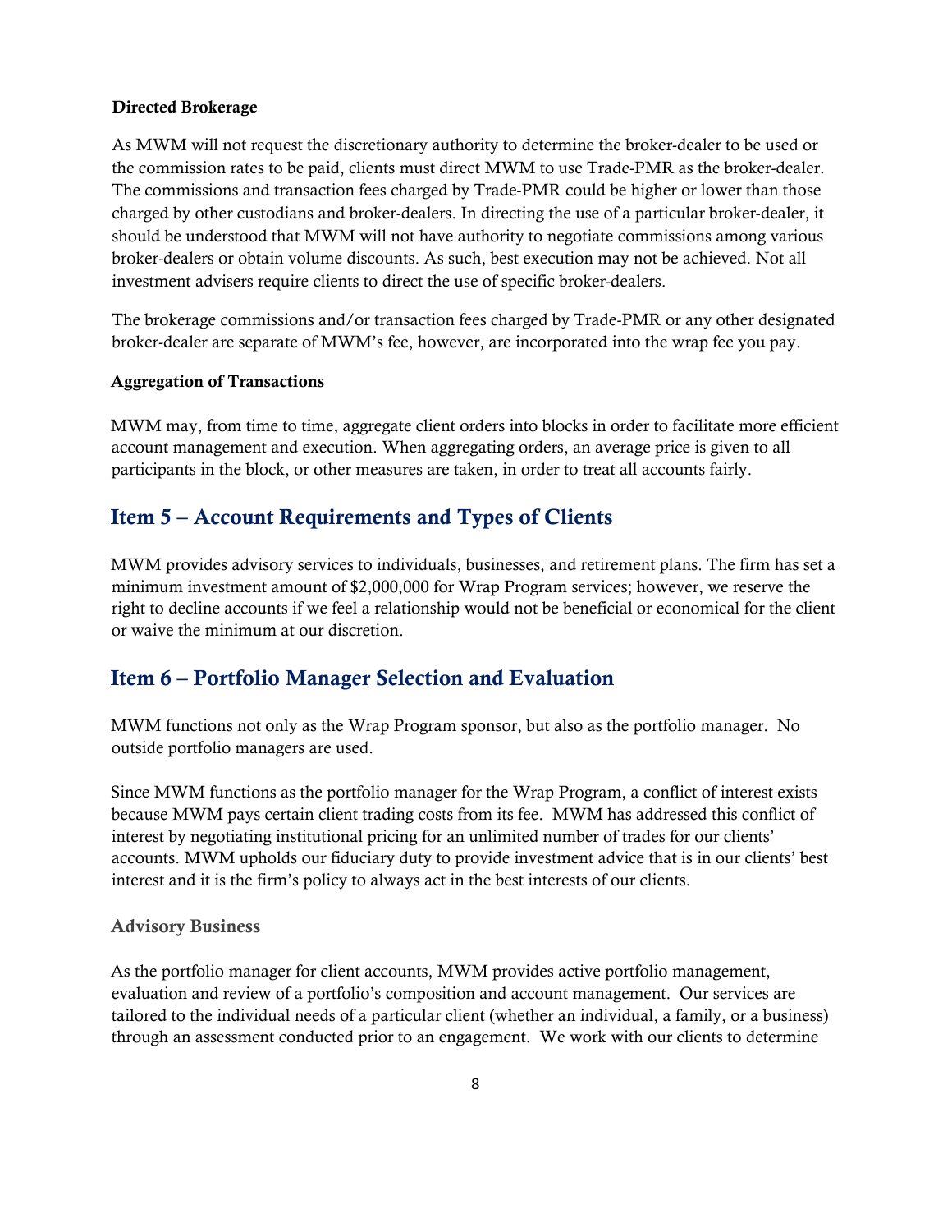**Directed Brokerage**

As MWM will not request the discretionary authority to determine the broker-dealer to be used or the commission rates to be paid, clients must direct MWM to use Trade-PMR as the broker-dealer. The commissions and transaction fees charged by Trade-PMR could be higher or lower than those charged by other custodians and broker-dealers. In directing the use of a particular broker-dealer, it should be understood that MWM will not have authority to negotiate commissions among various broker-dealers or obtain volume discounts. As such, best execution may not be achieved. Not all investment advisers require clients to direct the use of specific broker-dealers.

The brokerage commissions and/or transaction fees charged by Trade-PMR or any other designated broker-dealer are separate of MWM's fee, however, are incorporated into the wrap fee you pay.

**Aggregation of Transactions**

MWM may, from time to time, aggregate client orders into blocks in order to facilitate more efficient account management and execution. When aggregating orders, an average price is given to all participants in the block, or other measures are taken, in order to treat all accounts fairly.

## Item 5 – Account Requirements and Types of Clients

MWM provides advisory services to individuals, businesses, and retirement plans. The firm has set a minimum investment amount of $2,000,000 for Wrap Program services; however, we reserve the right to decline accounts if we feel a relationship would not be beneficial or economical for the client or waive the minimum at our discretion.

## Item 6 – Portfolio Manager Selection and Evaluation

MWM functions not only as the Wrap Program sponsor, but also as the portfolio manager. No outside portfolio managers are used.

Since MWM functions as the portfolio manager for the Wrap Program, a conflict of interest exists because MWM pays certain client trading costs from its fee. MWM has addressed this conflict of interest by negotiating institutional pricing for an unlimited number of trades for our clients' accounts. MWM upholds our fiduciary duty to provide investment advice that is in our clients' best interest and it is the firm's policy to always act in the best interests of our clients.

### Advisory Business

As the portfolio manager for client accounts, MWM provides active portfolio management, evaluation and review of a portfolio's composition and account management. Our services are tailored to the individual needs of a particular client (whether an individual, a family, or a business) through an assessment conducted prior to an engagement. We work with our clients to determine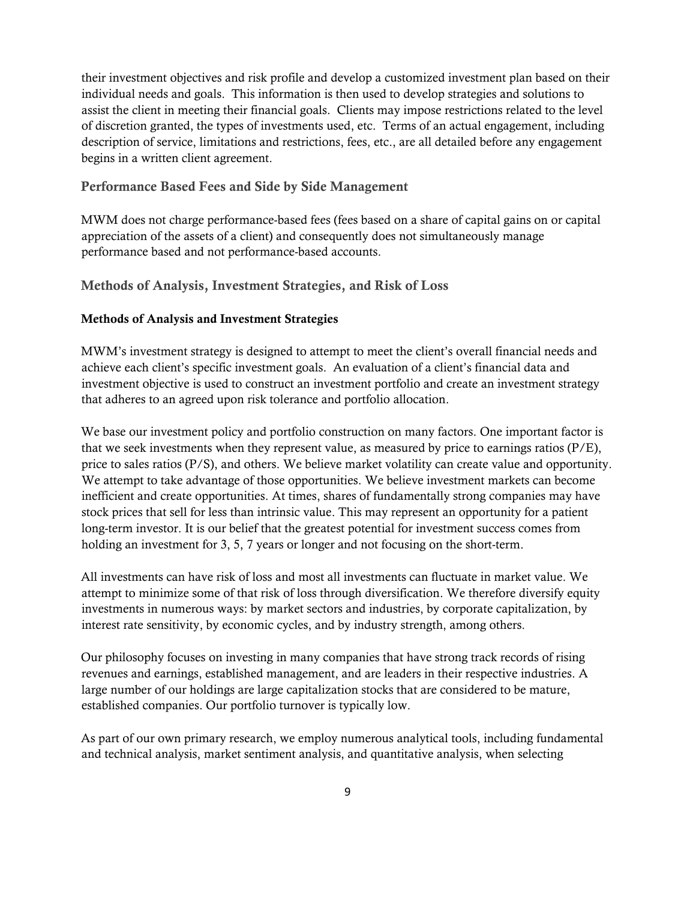their investment objectives and risk profile and develop a customized investment plan based on their individual needs and goals. This information is then used to develop strategies and solutions to assist the client in meeting their financial goals. Clients may impose restrictions related to the level of discretion granted, the types of investments used, etc. Terms of an actual engagement, including description of service, limitations and restrictions, fees, etc., are all detailed before any engagement begins in a written client agreement.

## Performance Based Fees and Side by Side Management

MWM does not charge performance-based fees (fees based on a share of capital gains on or capital appreciation of the assets of a client) and consequently does not simultaneously manage performance based and not performance-based accounts.

## Methods of Analysis, Investment Strategies, and Risk of Loss

### Methods of Analysis and Investment Strategies

MWM's investment strategy is designed to attempt to meet the client's overall financial needs and achieve each client's specific investment goals. An evaluation of a client's financial data and investment objective is used to construct an investment portfolio and create an investment strategy that adheres to an agreed upon risk tolerance and portfolio allocation.

We base our investment policy and portfolio construction on many factors. One important factor is that we seek investments when they represent value, as measured by price to earnings ratios (P/E), price to sales ratios (P/S), and others. We believe market volatility can create value and opportunity. We attempt to take advantage of those opportunities. We believe investment markets can become inefficient and create opportunities. At times, shares of fundamentally strong companies may have stock prices that sell for less than intrinsic value. This may represent an opportunity for a patient long-term investor. It is our belief that the greatest potential for investment success comes from holding an investment for 3, 5, 7 years or longer and not focusing on the short-term.

All investments can have risk of loss and most all investments can fluctuate in market value. We attempt to minimize some of that risk of loss through diversification. We therefore diversify equity investments in numerous ways: by market sectors and industries, by corporate capitalization, by interest rate sensitivity, by economic cycles, and by industry strength, among others.

Our philosophy focuses on investing in many companies that have strong track records of rising revenues and earnings, established management, and are leaders in their respective industries. A large number of our holdings are large capitalization stocks that are considered to be mature, established companies. Our portfolio turnover is typically low.

As part of our own primary research, we employ numerous analytical tools, including fundamental and technical analysis, market sentiment analysis, and quantitative analysis, when selecting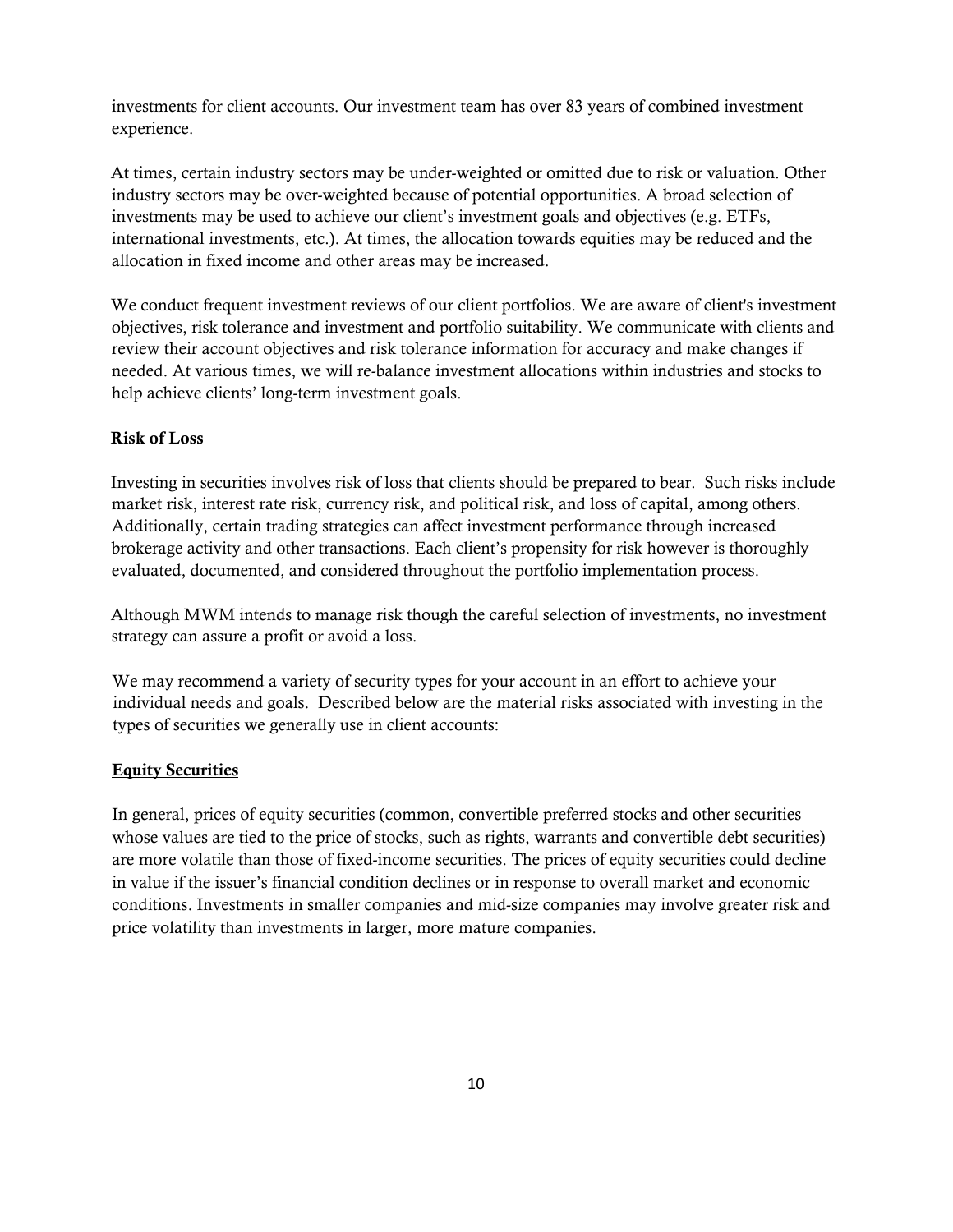investments for client accounts. Our investment team has over 83 years of combined investment experience.

At times, certain industry sectors may be under-weighted or omitted due to risk or valuation. Other industry sectors may be over-weighted because of potential opportunities. A broad selection of investments may be used to achieve our client's investment goals and objectives (e.g. ETFs, international investments, etc.). At times, the allocation towards equities may be reduced and the allocation in fixed income and other areas may be increased.

We conduct frequent investment reviews of our client portfolios. We are aware of client's investment objectives, risk tolerance and investment and portfolio suitability. We communicate with clients and review their account objectives and risk tolerance information for accuracy and make changes if needed. At various times, we will re-balance investment allocations within industries and stocks to help achieve clients' long-term investment goals.

**Risk of Loss**

Investing in securities involves risk of loss that clients should be prepared to bear. Such risks include market risk, interest rate risk, currency risk, and political risk, and loss of capital, among others. Additionally, certain trading strategies can affect investment performance through increased brokerage activity and other transactions. Each client's propensity for risk however is thoroughly evaluated, documented, and considered throughout the portfolio implementation process.

Although MWM intends to manage risk though the careful selection of investments, no investment strategy can assure a profit or avoid a loss.

We may recommend a variety of security types for your account in an effort to achieve your individual needs and goals. Described below are the material risks associated with investing in the types of securities we generally use in client accounts:

**<u>Equity Securities</u>**

In general, prices of equity securities (common, convertible preferred stocks and other securities whose values are tied to the price of stocks, such as rights, warrants and convertible debt securities) are more volatile than those of fixed-income securities. The prices of equity securities could decline in value if the issuer's financial condition declines or in response to overall market and economic conditions. Investments in smaller companies and mid-size companies may involve greater risk and price volatility than investments in larger, more mature companies.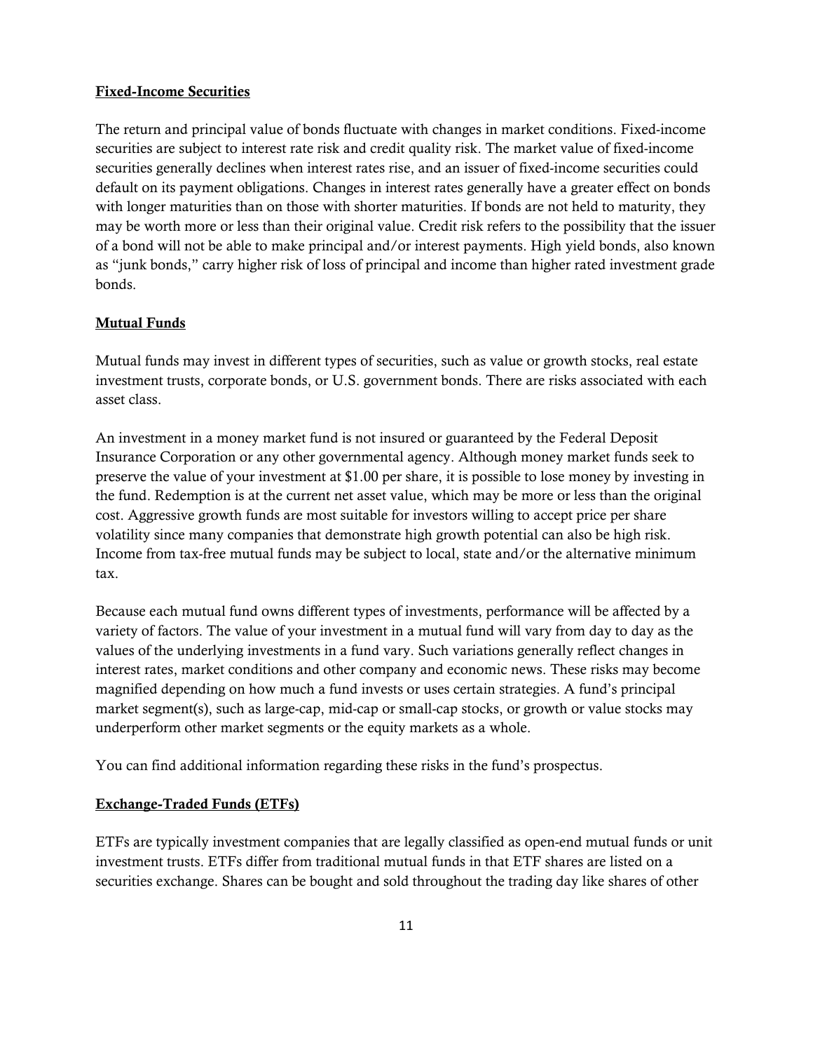**Fixed-Income Securities**

The return and principal value of bonds fluctuate with changes in market conditions. Fixed-income securities are subject to interest rate risk and credit quality risk. The market value of fixed-income securities generally declines when interest rates rise, and an issuer of fixed-income securities could default on its payment obligations. Changes in interest rates generally have a greater effect on bonds with longer maturities than on those with shorter maturities. If bonds are not held to maturity, they may be worth more or less than their original value. Credit risk refers to the possibility that the issuer of a bond will not be able to make principal and/or interest payments. High yield bonds, also known as "junk bonds," carry higher risk of loss of principal and income than higher rated investment grade bonds.

**Mutual Funds**

Mutual funds may invest in different types of securities, such as value or growth stocks, real estate investment trusts, corporate bonds, or U.S. government bonds. There are risks associated with each asset class.

An investment in a money market fund is not insured or guaranteed by the Federal Deposit Insurance Corporation or any other governmental agency. Although money market funds seek to preserve the value of your investment at $1.00 per share, it is possible to lose money by investing in the fund. Redemption is at the current net asset value, which may be more or less than the original cost. Aggressive growth funds are most suitable for investors willing to accept price per share volatility since many companies that demonstrate high growth potential can also be high risk. Income from tax-free mutual funds may be subject to local, state and/or the alternative minimum tax.

Because each mutual fund owns different types of investments, performance will be affected by a variety of factors. The value of your investment in a mutual fund will vary from day to day as the values of the underlying investments in a fund vary. Such variations generally reflect changes in interest rates, market conditions and other company and economic news. These risks may become magnified depending on how much a fund invests or uses certain strategies. A fund's principal market segment(s), such as large-cap, mid-cap or small-cap stocks, or growth or value stocks may underperform other market segments or the equity markets as a whole.

You can find additional information regarding these risks in the fund's prospectus.

**Exchange-Traded Funds (ETFs)**

ETFs are typically investment companies that are legally classified as open-end mutual funds or unit investment trusts. ETFs differ from traditional mutual funds in that ETF shares are listed on a securities exchange. Shares can be bought and sold throughout the trading day like shares of other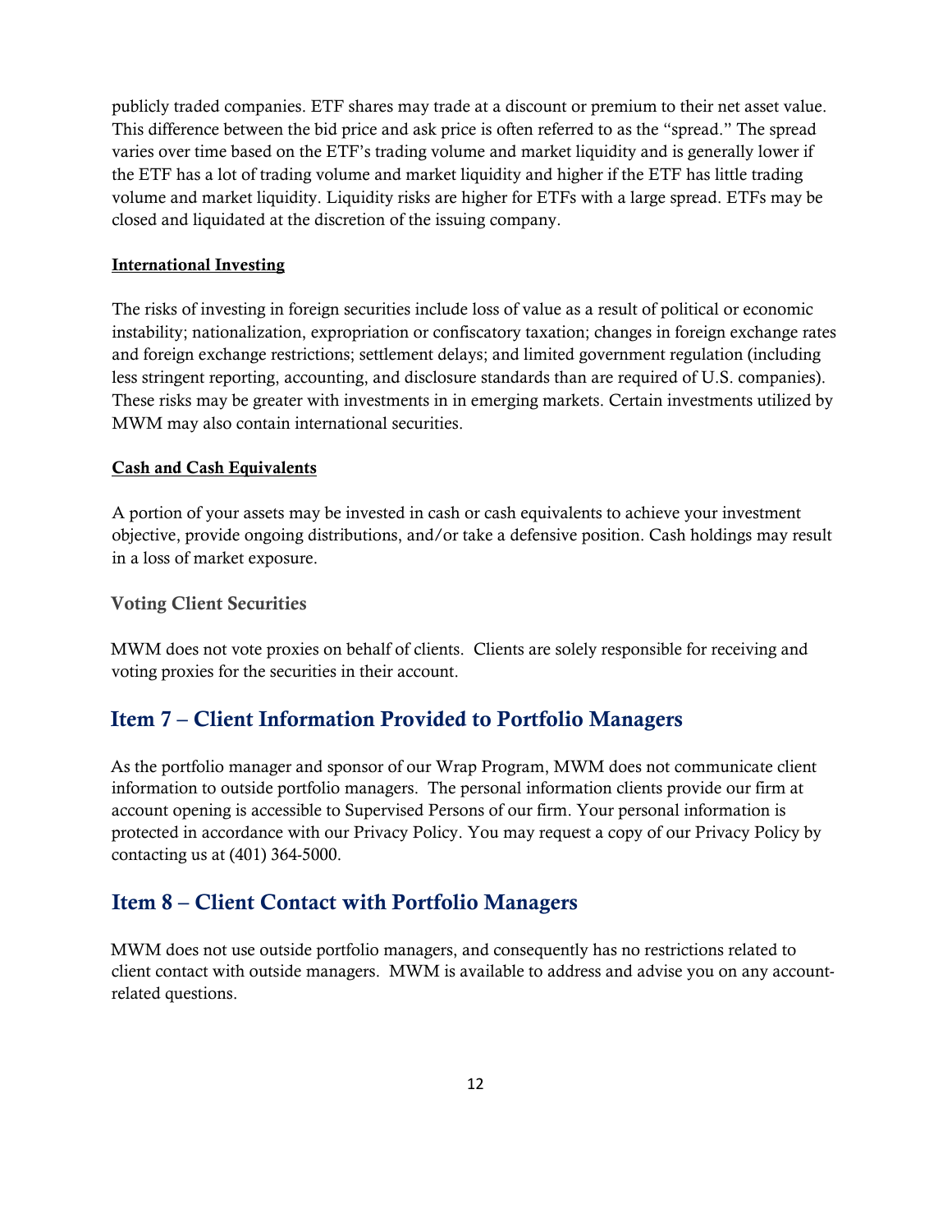publicly traded companies. ETF shares may trade at a discount or premium to their net asset value. This difference between the bid price and ask price is often referred to as the "spread." The spread varies over time based on the ETF's trading volume and market liquidity and is generally lower if the ETF has a lot of trading volume and market liquidity and higher if the ETF has little trading volume and market liquidity. Liquidity risks are higher for ETFs with a large spread. ETFs may be closed and liquidated at the discretion of the issuing company.

**International Investing**

The risks of investing in foreign securities include loss of value as a result of political or economic instability; nationalization, expropriation or confiscatory taxation; changes in foreign exchange rates and foreign exchange restrictions; settlement delays; and limited government regulation (including less stringent reporting, accounting, and disclosure standards than are required of U.S. companies). These risks may be greater with investments in in emerging markets. Certain investments utilized by MWM may also contain international securities.

**Cash and Cash Equivalents**

A portion of your assets may be invested in cash or cash equivalents to achieve your investment objective, provide ongoing distributions, and/or take a defensive position. Cash holdings may result in a loss of market exposure.

### Voting Client Securities

MWM does not vote proxies on behalf of clients. Clients are solely responsible for receiving and voting proxies for the securities in their account.

## Item 7 – Client Information Provided to Portfolio Managers

As the portfolio manager and sponsor of our Wrap Program, MWM does not communicate client information to outside portfolio managers. The personal information clients provide our firm at account opening is accessible to Supervised Persons of our firm. Your personal information is protected in accordance with our Privacy Policy. You may request a copy of our Privacy Policy by contacting us at (401) 364-5000.

## Item 8 – Client Contact with Portfolio Managers

MWM does not use outside portfolio managers, and consequently has no restrictions related to client contact with outside managers. MWM is available to address and advise you on any account-related questions.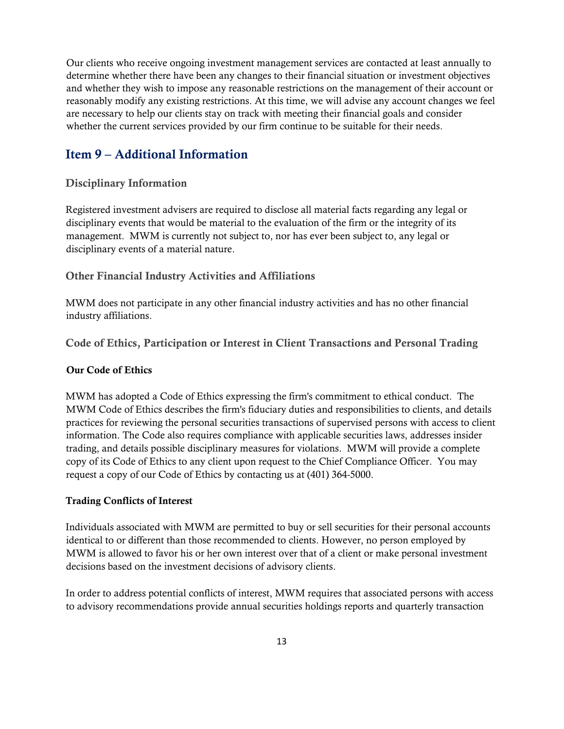Our clients who receive ongoing investment management services are contacted at least annually to determine whether there have been any changes to their financial situation or investment objectives and whether they wish to impose any reasonable restrictions on the management of their account or reasonably modify any existing restrictions. At this time, we will advise any account changes we feel are necessary to help our clients stay on track with meeting their financial goals and consider whether the current services provided by our firm continue to be suitable for their needs.

## Item 9 – Additional Information

### Disciplinary Information

Registered investment advisers are required to disclose all material facts regarding any legal or disciplinary events that would be material to the evaluation of the firm or the integrity of its management. MWM is currently not subject to, nor has ever been subject to, any legal or disciplinary events of a material nature.

### Other Financial Industry Activities and Affiliations

MWM does not participate in any other financial industry activities and has no other financial industry affiliations.

### Code of Ethics, Participation or Interest in Client Transactions and Personal Trading

**Our Code of Ethics**

MWM has adopted a Code of Ethics expressing the firm's commitment to ethical conduct. The MWM Code of Ethics describes the firm's fiduciary duties and responsibilities to clients, and details practices for reviewing the personal securities transactions of supervised persons with access to client information. The Code also requires compliance with applicable securities laws, addresses insider trading, and details possible disciplinary measures for violations. MWM will provide a complete copy of its Code of Ethics to any client upon request to the Chief Compliance Officer. You may request a copy of our Code of Ethics by contacting us at (401) 364-5000.

**Trading Conflicts of Interest**

Individuals associated with MWM are permitted to buy or sell securities for their personal accounts identical to or different than those recommended to clients. However, no person employed by MWM is allowed to favor his or her own interest over that of a client or make personal investment decisions based on the investment decisions of advisory clients.

In order to address potential conflicts of interest, MWM requires that associated persons with access to advisory recommendations provide annual securities holdings reports and quarterly transaction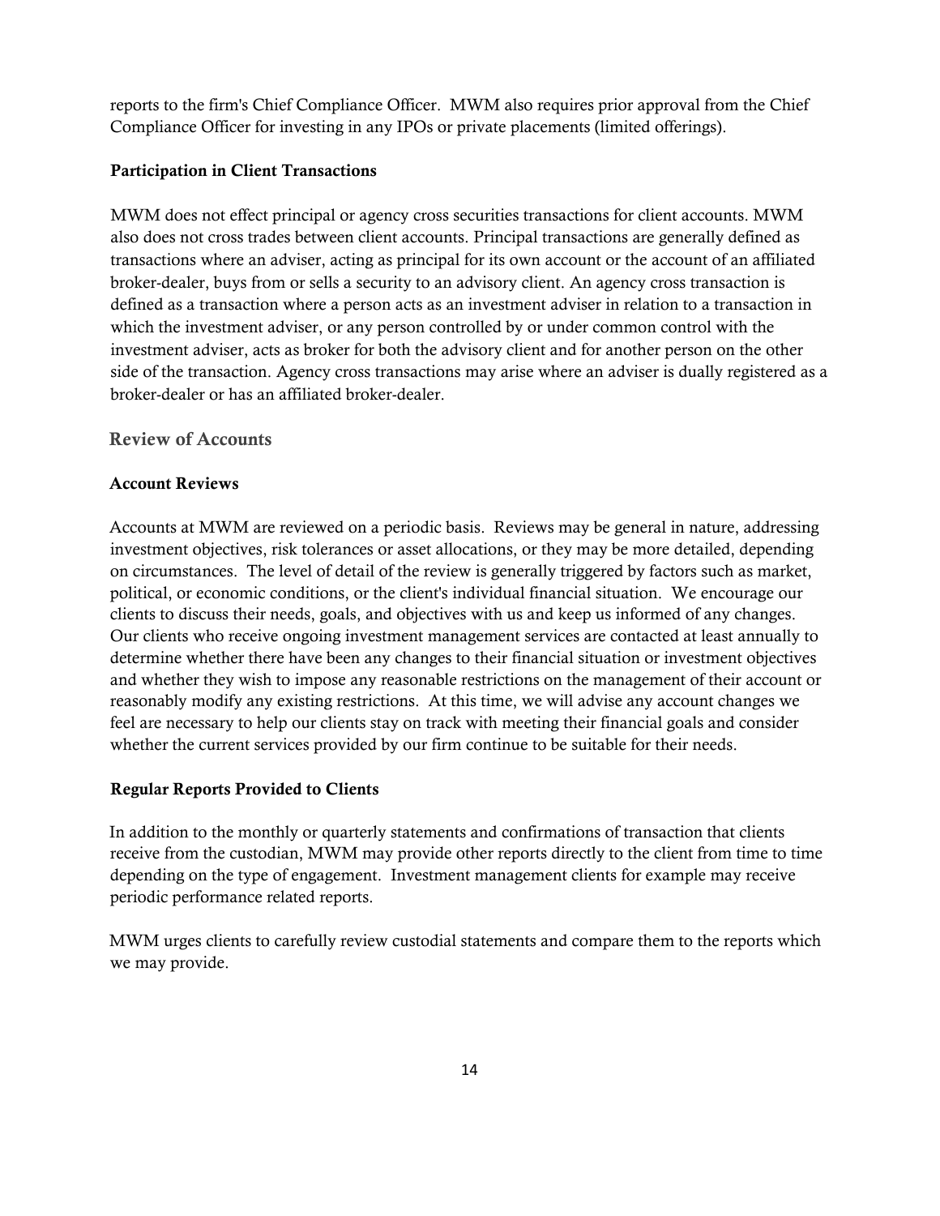reports to the firm's Chief Compliance Officer. MWM also requires prior approval from the Chief Compliance Officer for investing in any IPOs or private placements (limited offerings).

### Participation in Client Transactions

MWM does not effect principal or agency cross securities transactions for client accounts. MWM also does not cross trades between client accounts. Principal transactions are generally defined as transactions where an adviser, acting as principal for its own account or the account of an affiliated broker-dealer, buys from or sells a security to an advisory client. An agency cross transaction is defined as a transaction where a person acts as an investment adviser in relation to a transaction in which the investment adviser, or any person controlled by or under common control with the investment adviser, acts as broker for both the advisory client and for another person on the other side of the transaction. Agency cross transactions may arise where an adviser is dually registered as a broker-dealer or has an affiliated broker-dealer.

## Review of Accounts

### Account Reviews

Accounts at MWM are reviewed on a periodic basis. Reviews may be general in nature, addressing investment objectives, risk tolerances or asset allocations, or they may be more detailed, depending on circumstances. The level of detail of the review is generally triggered by factors such as market, political, or economic conditions, or the client's individual financial situation. We encourage our clients to discuss their needs, goals, and objectives with us and keep us informed of any changes. Our clients who receive ongoing investment management services are contacted at least annually to determine whether there have been any changes to their financial situation or investment objectives and whether they wish to impose any reasonable restrictions on the management of their account or reasonably modify any existing restrictions. At this time, we will advise any account changes we feel are necessary to help our clients stay on track with meeting their financial goals and consider whether the current services provided by our firm continue to be suitable for their needs.

### Regular Reports Provided to Clients

In addition to the monthly or quarterly statements and confirmations of transaction that clients receive from the custodian, MWM may provide other reports directly to the client from time to time depending on the type of engagement. Investment management clients for example may receive periodic performance related reports.

MWM urges clients to carefully review custodial statements and compare them to the reports which we may provide.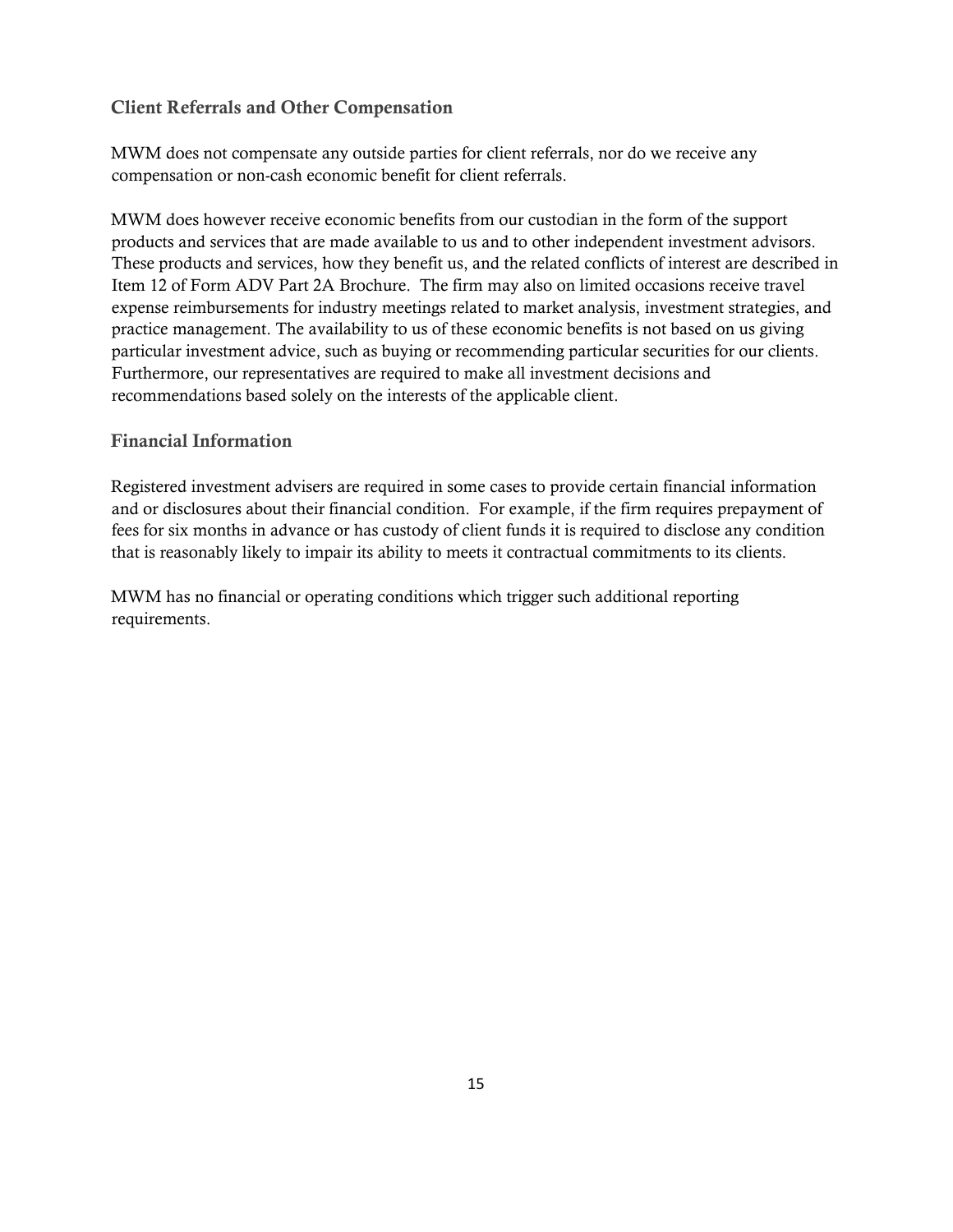## Client Referrals and Other Compensation

MWM does not compensate any outside parties for client referrals, nor do we receive any compensation or non-cash economic benefit for client referrals.

MWM does however receive economic benefits from our custodian in the form of the support products and services that are made available to us and to other independent investment advisors. These products and services, how they benefit us, and the related conflicts of interest are described in Item 12 of Form ADV Part 2A Brochure. The firm may also on limited occasions receive travel expense reimbursements for industry meetings related to market analysis, investment strategies, and practice management. The availability to us of these economic benefits is not based on us giving particular investment advice, such as buying or recommending particular securities for our clients. Furthermore, our representatives are required to make all investment decisions and recommendations based solely on the interests of the applicable client.

## Financial Information

Registered investment advisers are required in some cases to provide certain financial information and or disclosures about their financial condition. For example, if the firm requires prepayment of fees for six months in advance or has custody of client funds it is required to disclose any condition that is reasonably likely to impair its ability to meets it contractual commitments to its clients.

MWM has no financial or operating conditions which trigger such additional reporting requirements.